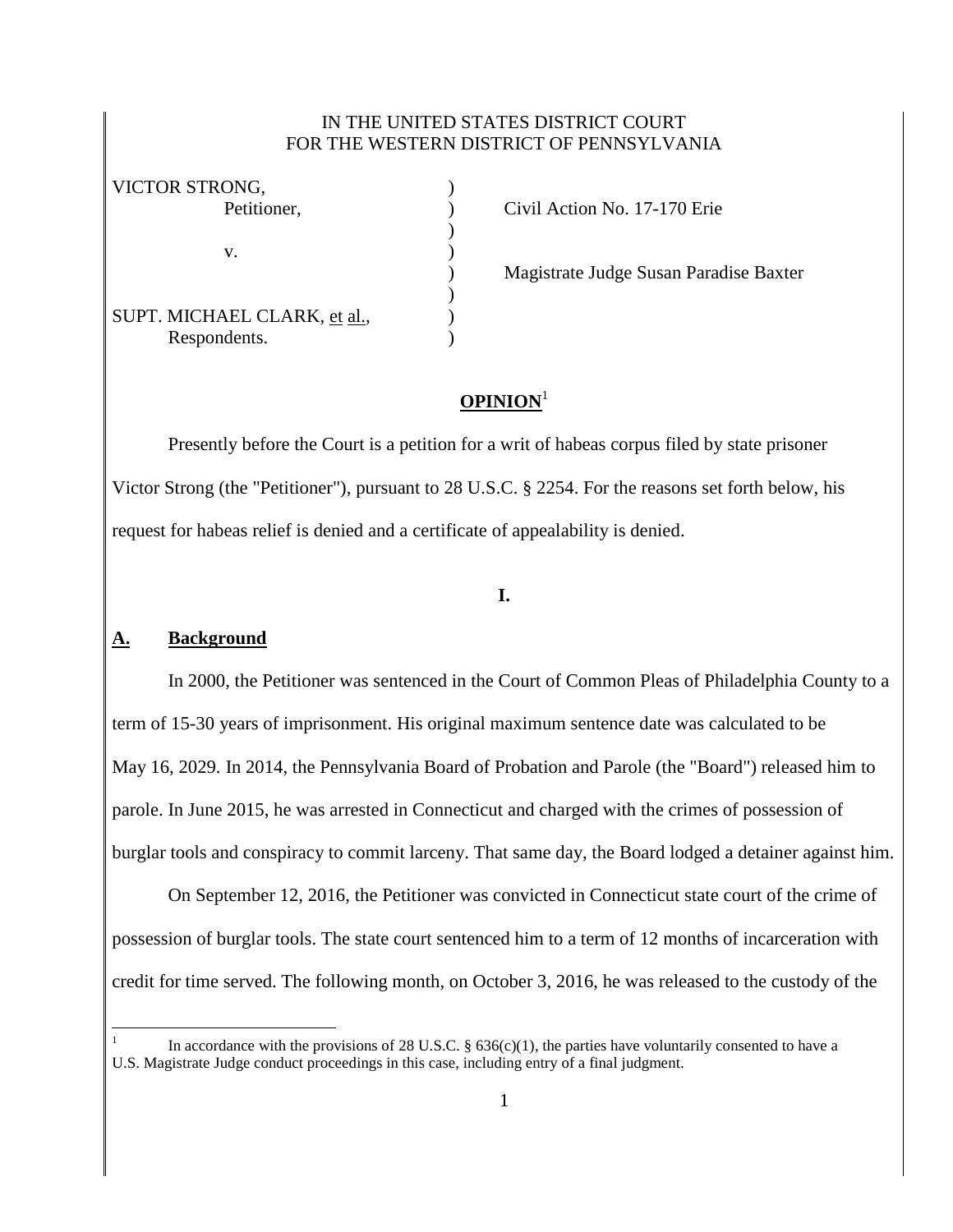IN THE UNITED STATES DISTRICT COURT
FOR THE WESTERN DISTRICT OF PENNSYLVANIA

| | | |
|---|---|---|
| VICTOR STRONG, | ) | |
| Petitioner, | ) | Civil Action No. 17-170 Erie |
| | ) | |
| v. | ) | |
| | ) | Magistrate Judge Susan Paradise Baxter |
| | ) | |
| SUPT. MICHAEL CLARK, et al., | ) | |
| Respondents. | ) | |

## OPINION[1]

Presently before the Court is a petition for a writ of habeas corpus filed by state prisoner Victor Strong (the "Petitioner"), pursuant to 28 U.S.C. § 2254. For the reasons set forth below, his request for habeas relief is denied and a certificate of appealability is denied.

## I.

### A. Background

In 2000, the Petitioner was sentenced in the Court of Common Pleas of Philadelphia County to a term of 15-30 years of imprisonment. His original maximum sentence date was calculated to be May 16, 2029. In 2014, the Pennsylvania Board of Probation and Parole (the "Board") released him to parole. In June 2015, he was arrested in Connecticut and charged with the crimes of possession of burglar tools and conspiracy to commit larceny. That same day, the Board lodged a detainer against him.

On September 12, 2016, the Petitioner was convicted in Connecticut state court of the crime of possession of burglar tools. The state court sentenced him to a term of 12 months of incarceration with credit for time served. The following month, on October 3, 2016, he was released to the custody of the

[1] In accordance with the provisions of 28 U.S.C. § 636(c)(1), the parties have voluntarily consented to have a U.S. Magistrate Judge conduct proceedings in this case, including entry of a final judgment.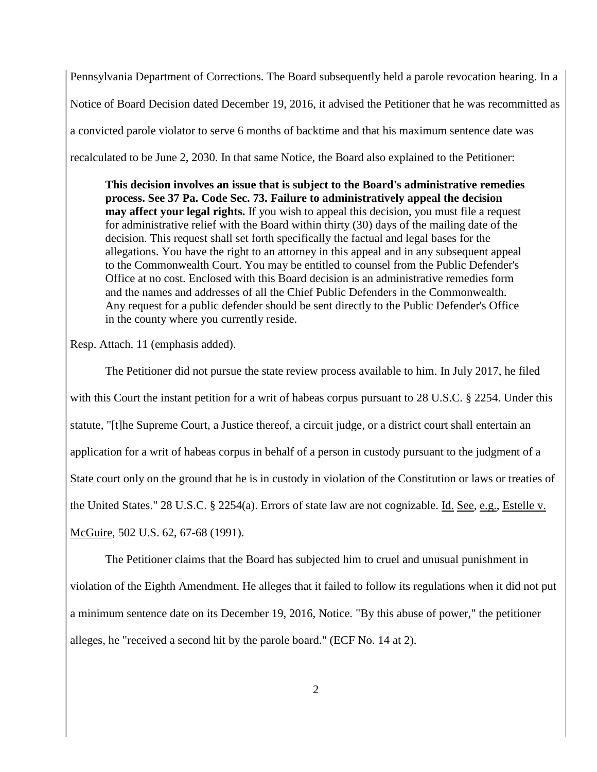Pennsylvania Department of Corrections. The Board subsequently held a parole revocation hearing. In a Notice of Board Decision dated December 19, 2016, it advised the Petitioner that he was recommitted as a convicted parole violator to serve 6 months of backtime and that his maximum sentence date was recalculated to be June 2, 2030. In that same Notice, the Board also explained to the Petitioner:

> **This decision involves an issue that is subject to the Board's administrative remedies process. See 37 Pa. Code Sec. 73. Failure to administratively appeal the decision may affect your legal rights.** If you wish to appeal this decision, you must file a request for administrative relief with the Board within thirty (30) days of the mailing date of the decision. This request shall set forth specifically the factual and legal bases for the allegations. You have the right to an attorney in this appeal and in any subsequent appeal to the Commonwealth Court. You may be entitled to counsel from the Public Defender's Office at no cost. Enclosed with this Board decision is an administrative remedies form and the names and addresses of all the Chief Public Defenders in the Commonwealth. Any request for a public defender should be sent directly to the Public Defender's Office in the county where you currently reside.

Resp. Attach. 11 (emphasis added).

The Petitioner did not pursue the state review process available to him. In July 2017, he filed with this Court the instant petition for a writ of habeas corpus pursuant to 28 U.S.C. § 2254. Under this statute, "[t]he Supreme Court, a Justice thereof, a circuit judge, or a district court shall entertain an application for a writ of habeas corpus in behalf of a person in custody pursuant to the judgment of a State court only on the ground that he is in custody in violation of the Constitution or laws or treaties of the United States." 28 U.S.C. § 2254(a). Errors of state law are not cognizable. Id. See, e.g., Estelle v. McGuire, 502 U.S. 62, 67-68 (1991).

The Petitioner claims that the Board has subjected him to cruel and unusual punishment in violation of the Eighth Amendment. He alleges that it failed to follow its regulations when it did not put a minimum sentence date on its December 19, 2016, Notice. "By this abuse of power," the petitioner alleges, he "received a second hit by the parole board." (ECF No. 14 at 2).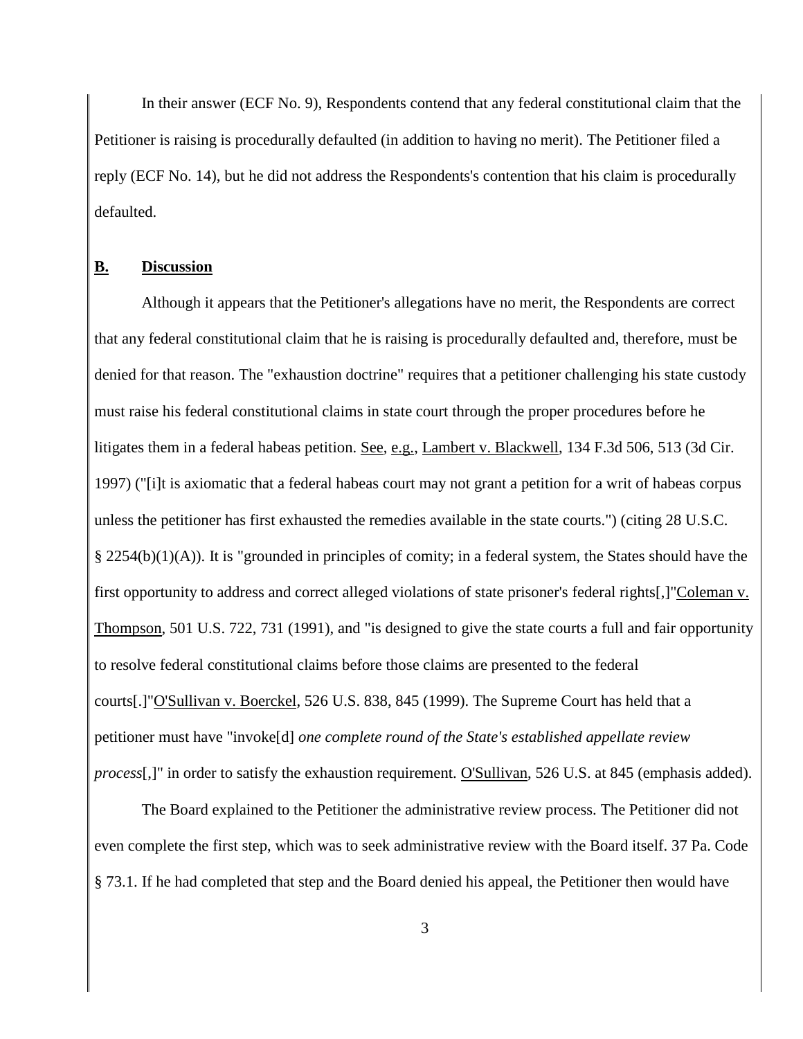In their answer (ECF No. 9), Respondents contend that any federal constitutional claim that the Petitioner is raising is procedurally defaulted (in addition to having no merit). The Petitioner filed a reply (ECF No. 14), but he did not address the Respondents's contention that his claim is procedurally defaulted.

## **B. Discussion**

Although it appears that the Petitioner's allegations have no merit, the Respondents are correct that any federal constitutional claim that he is raising is procedurally defaulted and, therefore, must be denied for that reason. The "exhaustion doctrine" requires that a petitioner challenging his state custody must raise his federal constitutional claims in state court through the proper procedures before he litigates them in a federal habeas petition. See, e.g., Lambert v. Blackwell, 134 F.3d 506, 513 (3d Cir. 1997) ("[i]t is axiomatic that a federal habeas court may not grant a petition for a writ of habeas corpus unless the petitioner has first exhausted the remedies available in the state courts.") (citing 28 U.S.C. § 2254(b)(1)(A)). It is "grounded in principles of comity; in a federal system, the States should have the first opportunity to address and correct alleged violations of state prisoner's federal rights[,]"Coleman v. Thompson, 501 U.S. 722, 731 (1991), and "is designed to give the state courts a full and fair opportunity to resolve federal constitutional claims before those claims are presented to the federal courts[.]"O'Sullivan v. Boerckel, 526 U.S. 838, 845 (1999). The Supreme Court has held that a petitioner must have "invoke[d] *one complete round of the State's established appellate review process*[,]" in order to satisfy the exhaustion requirement. O'Sullivan, 526 U.S. at 845 (emphasis added).

The Board explained to the Petitioner the administrative review process. The Petitioner did not even complete the first step, which was to seek administrative review with the Board itself. 37 Pa. Code § 73.1. If he had completed that step and the Board denied his appeal, the Petitioner then would have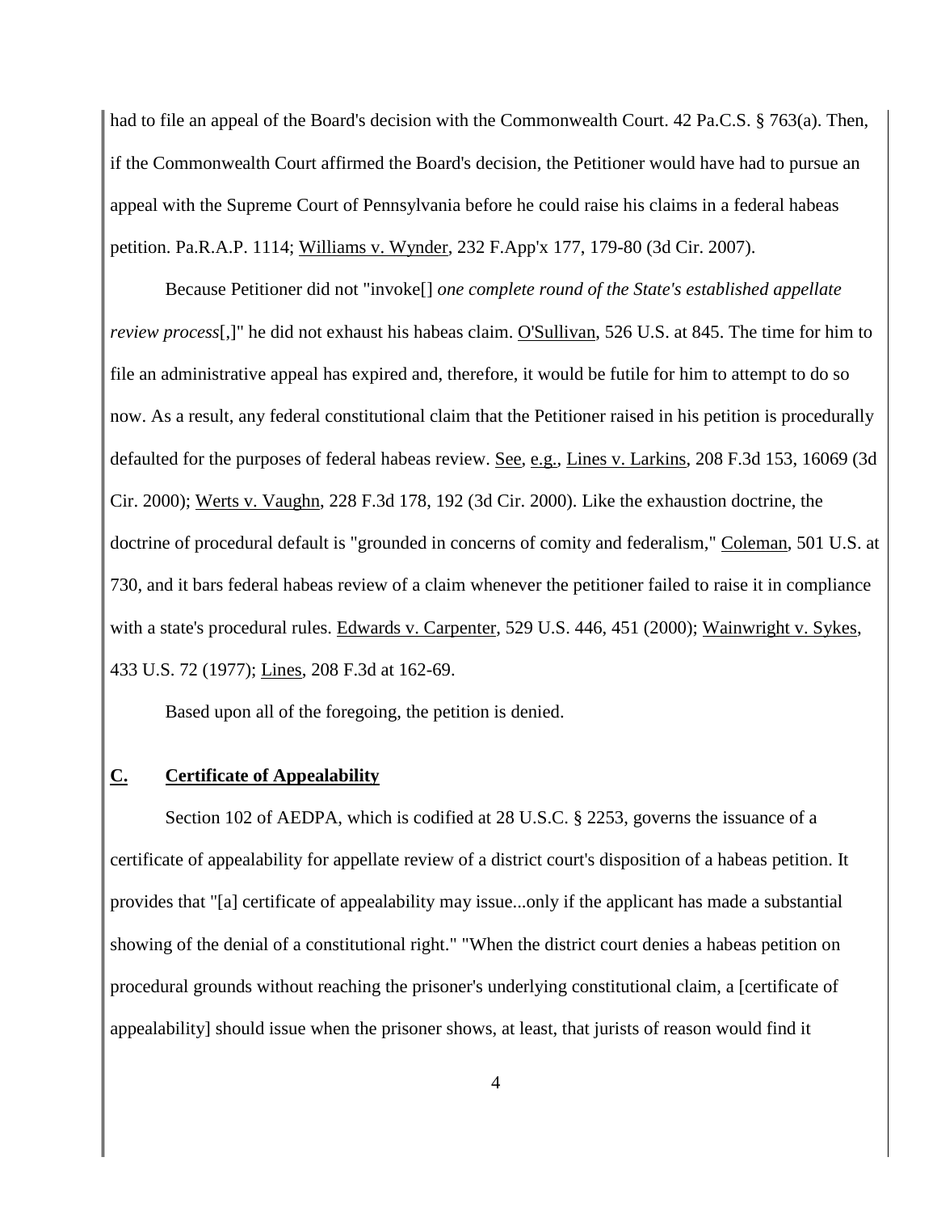had to file an appeal of the Board's decision with the Commonwealth Court. 42 Pa.C.S. § 763(a). Then, if the Commonwealth Court affirmed the Board's decision, the Petitioner would have had to pursue an appeal with the Supreme Court of Pennsylvania before he could raise his claims in a federal habeas petition. Pa.R.A.P. 1114; Williams v. Wynder, 232 F.App'x 177, 179-80 (3d Cir. 2007).

Because Petitioner did not "invoke[] *one complete round of the State's established appellate review process*[,]" he did not exhaust his habeas claim. O'Sullivan, 526 U.S. at 845. The time for him to file an administrative appeal has expired and, therefore, it would be futile for him to attempt to do so now. As a result, any federal constitutional claim that the Petitioner raised in his petition is procedurally defaulted for the purposes of federal habeas review. See, e.g., Lines v. Larkins, 208 F.3d 153, 16069 (3d Cir. 2000); Werts v. Vaughn, 228 F.3d 178, 192 (3d Cir. 2000). Like the exhaustion doctrine, the doctrine of procedural default is "grounded in concerns of comity and federalism," Coleman, 501 U.S. at 730, and it bars federal habeas review of a claim whenever the petitioner failed to raise it in compliance with a state's procedural rules. Edwards v. Carpenter, 529 U.S. 446, 451 (2000); Wainwright v. Sykes, 433 U.S. 72 (1977); Lines, 208 F.3d at 162-69.

Based upon all of the foregoing, the petition is denied.

### C. Certificate of Appealability

Section 102 of AEDPA, which is codified at 28 U.S.C. § 2253, governs the issuance of a certificate of appealability for appellate review of a district court's disposition of a habeas petition. It provides that "[a] certificate of appealability may issue...only if the applicant has made a substantial showing of the denial of a constitutional right." "When the district court denies a habeas petition on procedural grounds without reaching the prisoner's underlying constitutional claim, a [certificate of appealability] should issue when the prisoner shows, at least, that jurists of reason would find it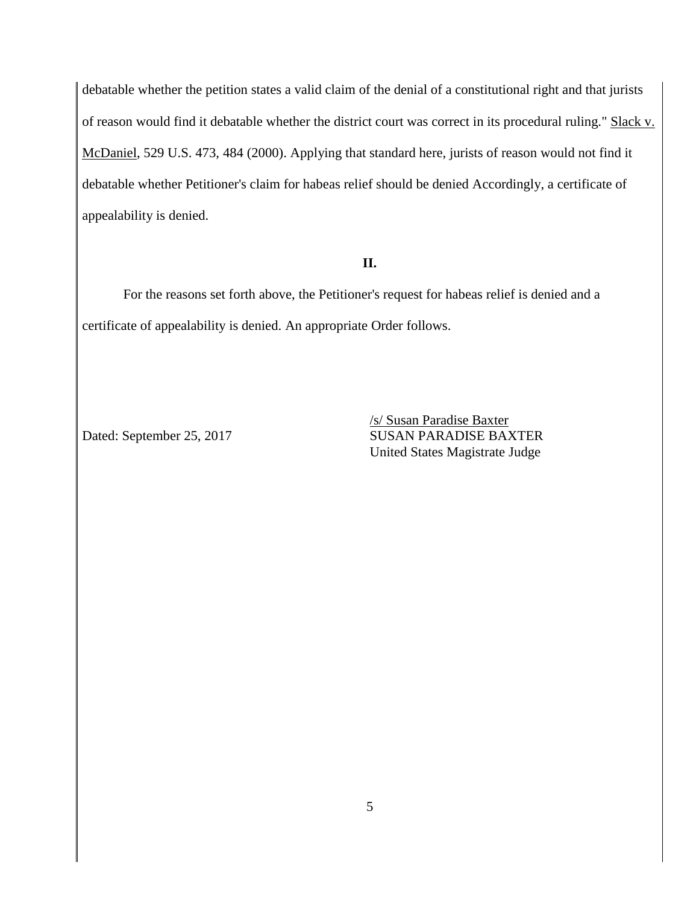debatable whether the petition states a valid claim of the denial of a constitutional right and that jurists of reason would find it debatable whether the district court was correct in its procedural ruling." Slack v. McDaniel, 529 U.S. 473, 484 (2000). Applying that standard here, jurists of reason would not find it debatable whether Petitioner's claim for habeas relief should be denied Accordingly, a certificate of appealability is denied.

## II.

For the reasons set forth above, the Petitioner's request for habeas relief is denied and a certificate of appealability is denied. An appropriate Order follows.

Dated: September 25, 2017

/s/ Susan Paradise Baxter
SUSAN PARADISE BAXTER
United States Magistrate Judge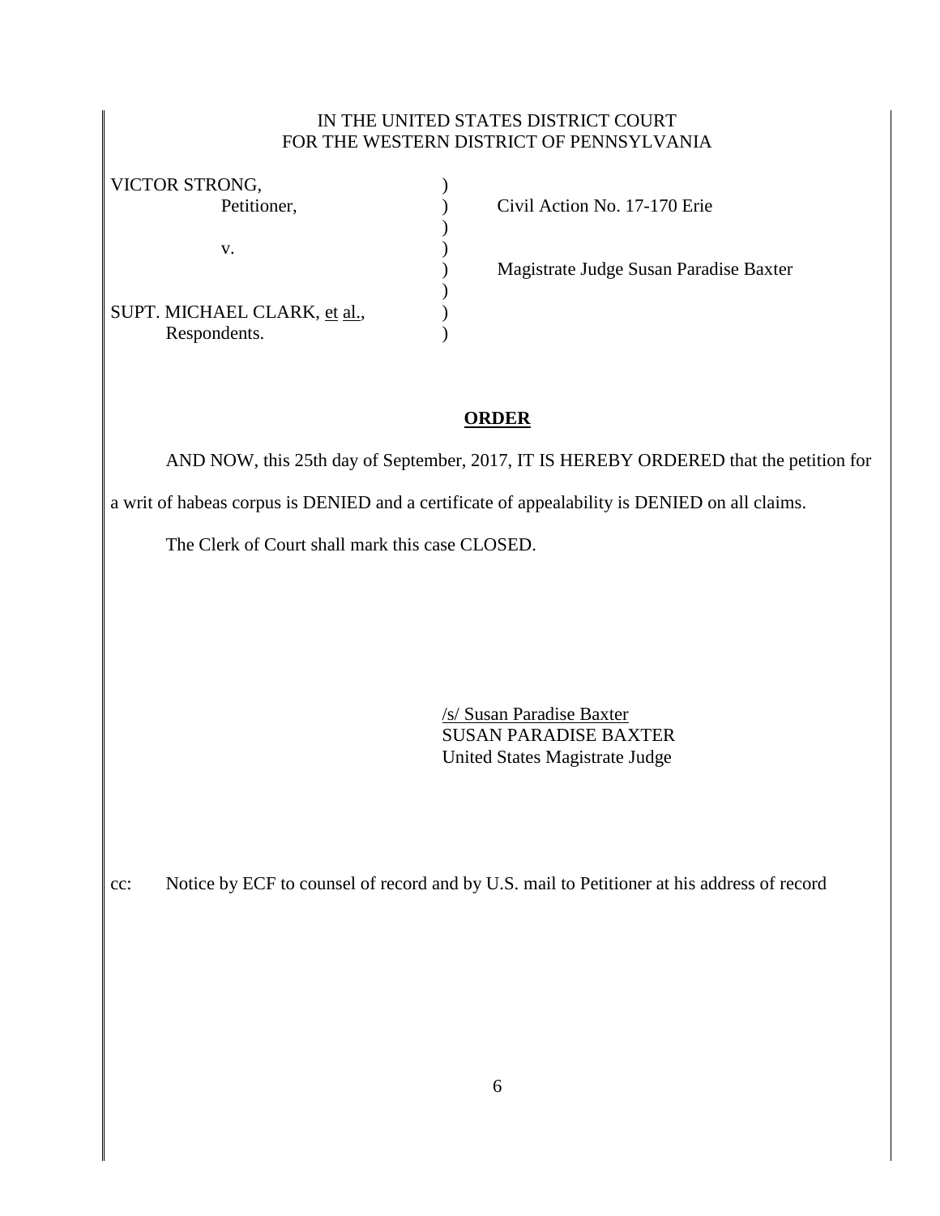IN THE UNITED STATES DISTRICT COURT
FOR THE WESTERN DISTRICT OF PENNSYLVANIA

| | | |
|---|---|---|
| VICTOR STRONG, | ) | |
| Petitioner, | ) | Civil Action No. 17-170 Erie |
| | ) | |
| v. | ) | |
| | ) | Magistrate Judge Susan Paradise Baxter |
| | ) | |
| SUPT. MICHAEL CLARK, et al., | ) | |
| Respondents. | ) | |

**ORDER**

AND NOW, this 25th day of September, 2017, IT IS HEREBY ORDERED that the petition for a writ of habeas corpus is DENIED and a certificate of appealability is DENIED on all claims.

The Clerk of Court shall mark this case CLOSED.

/s/ Susan Paradise Baxter
SUSAN PARADISE BAXTER
United States Magistrate Judge

cc: Notice by ECF to counsel of record and by U.S. mail to Petitioner at his address of record